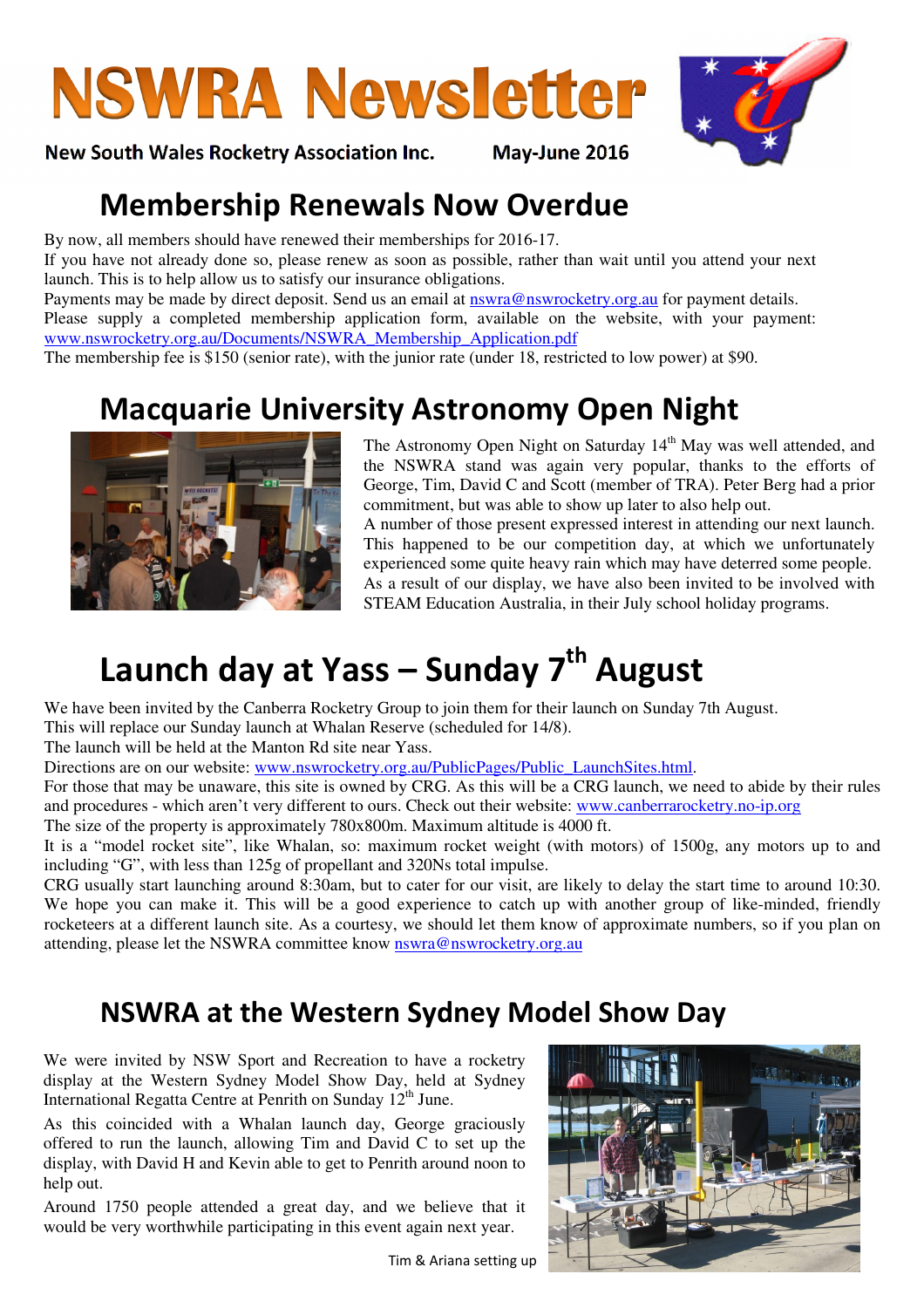# NSWRA Newsletter

**New South Wales Rocketry Association Inc.** **May-June 2016**

## Membership Renewals Now Overdue

By now, all members should have renewed their memberships for 2016-17.
If you have not already done so, please renew as soon as possible, rather than wait until you attend your next launch. This is to help allow us to satisfy our insurance obligations.
Payments may be made by direct deposit. Send us an email at nswra@nswrocketry.org.au for payment details.
Please supply a completed membership application form, available on the website, with your payment: www.nswrocketry.org.au/Documents/NSWRA_Membership_Application.pdf
The membership fee is $150 (senior rate), with the junior rate (under 18, restricted to low power) at $90.

## Macquarie University Astronomy Open Night

The Astronomy Open Night on Saturday 14th May was well attended, and the NSWRA stand was again very popular, thanks to the efforts of George, Tim, David C and Scott (member of TRA). Peter Berg had a prior commitment, but was able to show up later to also help out.
A number of those present expressed interest in attending our next launch. This happened to be our competition day, at which we unfortunately experienced some quite heavy rain which may have deterred some people.
As a result of our display, we have also been invited to be involved with STEAM Education Australia, in their July school holiday programs.

## Launch day at Yass – Sunday 7th August

We have been invited by the Canberra Rocketry Group to join them for their launch on Sunday 7th August.
This will replace our Sunday launch at Whalan Reserve (scheduled for 14/8).
The launch will be held at the Manton Rd site near Yass.
Directions are on our website: www.nswrocketry.org.au/PublicPages/Public_LaunchSites.html.
For those that may be unaware, this site is owned by CRG. As this will be a CRG launch, we need to abide by their rules and procedures - which aren't very different to ours. Check out their website: www.canberrarocketry.no-ip.org
The size of the property is approximately 780x800m. Maximum altitude is 4000 ft.
It is a "model rocket site", like Whalan, so: maximum rocket weight (with motors) of 1500g, any motors up to and including "G", with less than 125g of propellant and 320Ns total impulse.
CRG usually start launching around 8:30am, but to cater for our visit, are likely to delay the start time to around 10:30. We hope you can make it. This will be a good experience to catch up with another group of like-minded, friendly rocketeers at a different launch site. As a courtesy, we should let them know of approximate numbers, so if you plan on attending, please let the NSWRA committee know nswra@nswrocketry.org.au

## NSWRA at the Western Sydney Model Show Day

We were invited by NSW Sport and Recreation to have a rocketry display at the Western Sydney Model Show Day, held at Sydney International Regatta Centre at Penrith on Sunday 12th June.

As this coincided with a Whalan launch day, George graciously offered to run the launch, allowing Tim and David C to set up the display, with David H and Kevin able to get to Penrith around noon to help out.

Around 1750 people attended a great day, and we believe that it would be very worthwhile participating in this event again next year.

Tim & Ariana setting up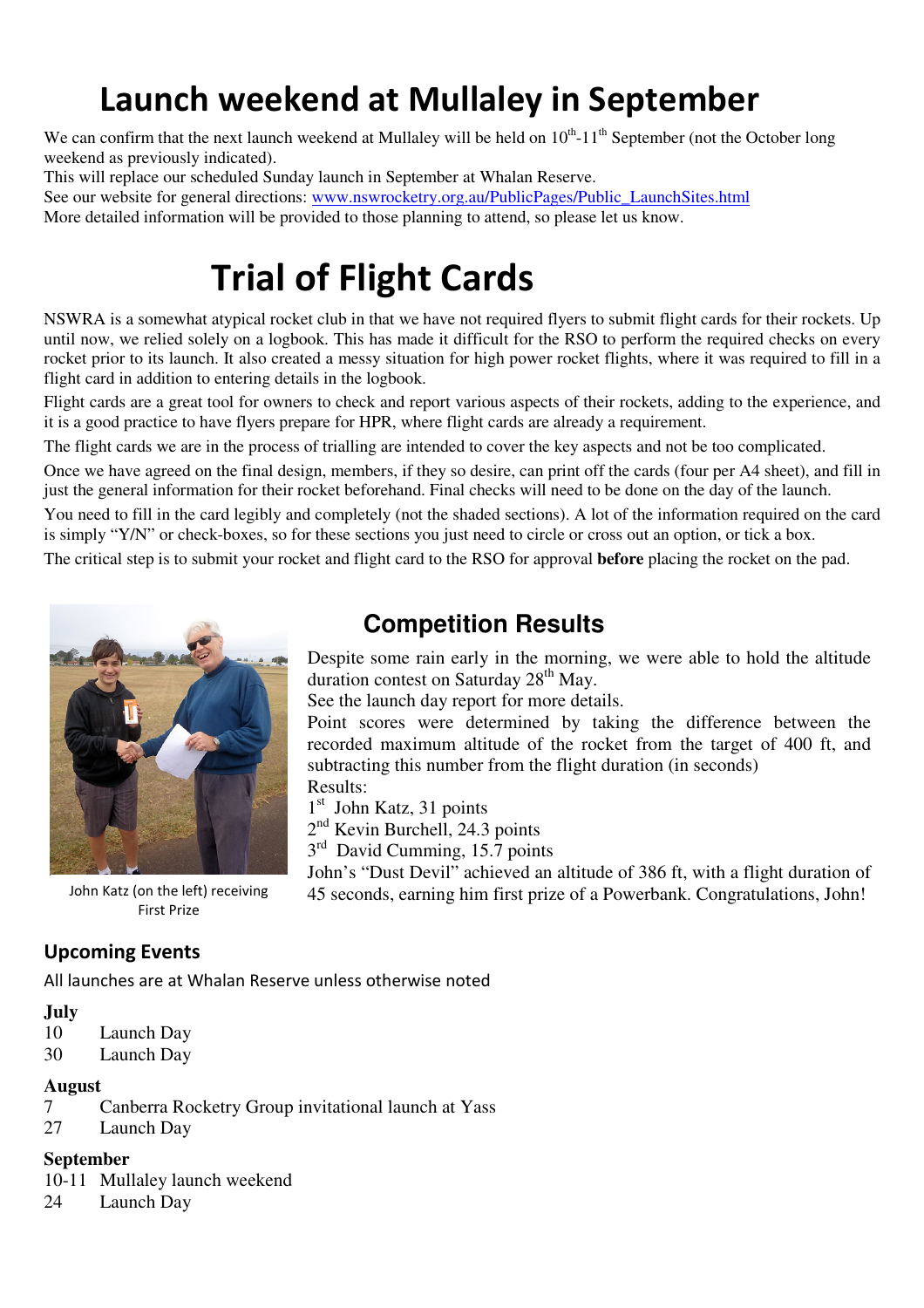# Launch weekend at Mullaley in September

We can confirm that the next launch weekend at Mullaley will be held on 10th-11th September (not the October long weekend as previously indicated).
This will replace our scheduled Sunday launch in September at Whalan Reserve.
See our website for general directions: www.nswrocketry.org.au/PublicPages/Public_LaunchSites.html
More detailed information will be provided to those planning to attend, so please let us know.

# Trial of Flight Cards

NSWRA is a somewhat atypical rocket club in that we have not required flyers to submit flight cards for their rockets. Up until now, we relied solely on a logbook. This has made it difficult for the RSO to perform the required checks on every rocket prior to its launch. It also created a messy situation for high power rocket flights, where it was required to fill in a flight card in addition to entering details in the logbook.

Flight cards are a great tool for owners to check and report various aspects of their rockets, adding to the experience, and it is a good practice to have flyers prepare for HPR, where flight cards are already a requirement.

The flight cards we are in the process of trialling are intended to cover the key aspects and not be too complicated.

Once we have agreed on the final design, members, if they so desire, can print off the cards (four per A4 sheet), and fill in just the general information for their rocket beforehand. Final checks will need to be done on the day of the launch.

You need to fill in the card legibly and completely (not the shaded sections). A lot of the information required on the card is simply "Y/N" or check-boxes, so for these sections you just need to circle or cross out an option, or tick a box.

The critical step is to submit your rocket and flight card to the RSO for approval **before** placing the rocket on the pad.

## Competition Results

Despite some rain early in the morning, we were able to hold the altitude duration contest on Saturday 28th May.
See the launch day report for more details.
Point scores were determined by taking the difference between the recorded maximum altitude of the rocket from the target of 400 ft, and subtracting this number from the flight duration (in seconds)
Results:
1st John Katz, 31 points
2nd Kevin Burchell, 24.3 points
3rd David Cumming, 15.7 points
John's "Dust Devil" achieved an altitude of 386 ft, with a flight duration of 45 seconds, earning him first prize of a Powerbank. Congratulations, John!

John Katz (on the left) receiving First Prize

### Upcoming Events

All launches are at Whalan Reserve unless otherwise noted

**July**
10 Launch Day
30 Launch Day

**August**
7 Canberra Rocketry Group invitational launch at Yass
27 Launch Day

**September**
10-11 Mullaley launch weekend
24 Launch Day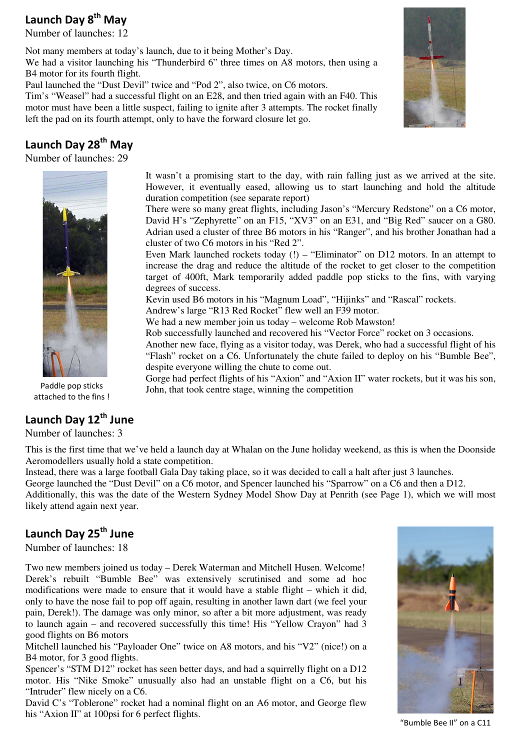## Launch Day 8th May

Number of launches: 12

Not many members at today's launch, due to it being Mother's Day.
We had a visitor launching his "Thunderbird 6" three times on A8 motors, then using a B4 motor for its fourth flight.
Paul launched the "Dust Devil" twice and "Pod 2", also twice, on C6 motors.
Tim's "Weasel" had a successful flight on an E28, and then tried again with an F40. This motor must have been a little suspect, failing to ignite after 3 attempts. The rocket finally left the pad on its fourth attempt, only to have the forward closure let go.

## Launch Day 28th May

Number of launches: 29

It wasn't a promising start to the day, with rain falling just as we arrived at the site. However, it eventually eased, allowing us to start launching and hold the altitude duration competition (see separate report)
There were so many great flights, including Jason's "Mercury Redstone" on a C6 motor, David H's "Zephyrette" on an F15, "XV3" on an E31, and "Big Red" saucer on a G80.
Adrian used a cluster of three B6 motors in his "Ranger", and his brother Jonathan had a cluster of two C6 motors in his "Red 2".
Even Mark launched rockets today (!) – "Eliminator" on D12 motors. In an attempt to increase the drag and reduce the altitude of the rocket to get closer to the competition target of 400ft, Mark temporarily added paddle pop sticks to the fins, with varying degrees of success.
Kevin used B6 motors in his "Magnum Load", "Hijinks" and "Rascal" rockets.
Andrew's large "R13 Red Rocket" flew well an F39 motor.
We had a new member join us today – welcome Rob Mawston!
Rob successfully launched and recovered his "Vector Force" rocket on 3 occasions.
Another new face, flying as a visitor today, was Derek, who had a successful flight of his "Flash" rocket on a C6. Unfortunately the chute failed to deploy on his "Bumble Bee", despite everyone willing the chute to come out.
Gorge had perfect flights of his "Axion" and "Axion II" water rockets, but it was his son, John, that took centre stage, winning the competition

Paddle pop sticks attached to the fins !

## Launch Day 12th June

Number of launches: 3

This is the first time that we've held a launch day at Whalan on the June holiday weekend, as this is when the Doonside Aeromodellers usually hold a state competition.
Instead, there was a large football Gala Day taking place, so it was decided to call a halt after just 3 launches.
George launched the "Dust Devil" on a C6 motor, and Spencer launched his "Sparrow" on a C6 and then a D12.
Additionally, this was the date of the Western Sydney Model Show Day at Penrith (see Page 1), which we will most likely attend again next year.

## Launch Day 25th June

Number of launches: 18

Two new members joined us today – Derek Waterman and Mitchell Husen. Welcome!
Derek's rebuilt "Bumble Bee" was extensively scrutinised and some ad hoc modifications were made to ensure that it would have a stable flight – which it did, only to have the nose fail to pop off again, resulting in another lawn dart (we feel your pain, Derek!). The damage was only minor, so after a bit more adjustment, was ready to launch again – and recovered successfully this time! His "Yellow Crayon" had 3 good flights on B6 motors
Mitchell launched his "Payloader One" twice on A8 motors, and his "V2" (nice!) on a B4 motor, for 3 good flights.
Spencer's "STM D12" rocket has seen better days, and had a squirrelly flight on a D12 motor. His "Nike Smoke" unusually also had an unstable flight on a C6, but his "Intruder" flew nicely on a C6.
David C's "Toblerone" rocket had a nominal flight on an A6 motor, and George flew his "Axion II" at 100psi for 6 perfect flights.

"Bumble Bee II" on a C11